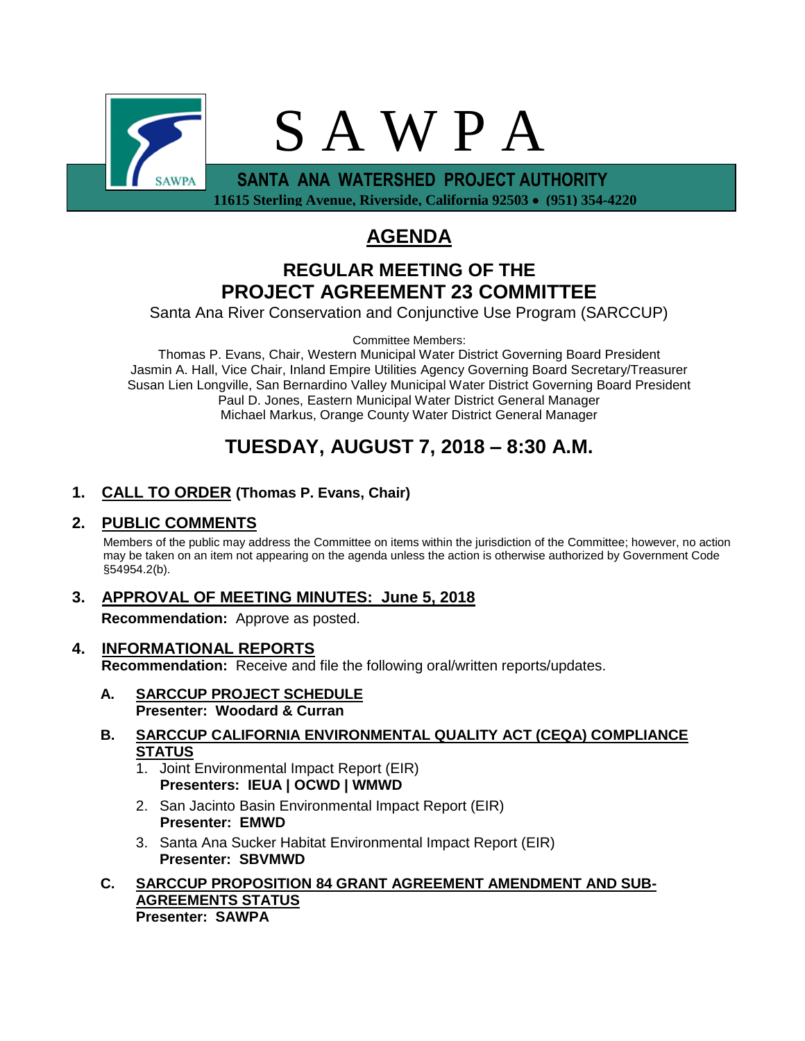# S A W P A

**SANTA ANA WATERSHED PROJECT AUTHORITY**

**11615 Sterling Avenue, Riverside, California 92503 • (951) 354-4220**

# AGENDA

## REGULAR MEETING OF THE PROJECT AGREEMENT 23 COMMITTEE

Santa Ana River Conservation and Conjunctive Use Program (SARCCUP)

Committee Members:

Thomas P. Evans, Chair, Western Municipal Water District Governing Board President
Jasmin A. Hall, Vice Chair, Inland Empire Utilities Agency Governing Board Secretary/Treasurer
Susan Lien Longville, San Bernardino Valley Municipal Water District Governing Board President
Paul D. Jones, Eastern Municipal Water District General Manager
Michael Markus, Orange County Water District General Manager

## TUESDAY, AUGUST 7, 2018 – 8:30 A.M.

**1. CALL TO ORDER (Thomas P. Evans, Chair)**

**2. PUBLIC COMMENTS**

Members of the public may address the Committee on items within the jurisdiction of the Committee; however, no action may be taken on an item not appearing on the agenda unless the action is otherwise authorized by Government Code §54954.2(b).

**3. APPROVAL OF MEETING MINUTES: June 5, 2018**

**Recommendation:** Approve as posted.

**4. INFORMATIONAL REPORTS**

**Recommendation:** Receive and file the following oral/written reports/updates.

**A. SARCCUP PROJECT SCHEDULE**
**Presenter: Woodard & Curran**

**B. SARCCUP CALIFORNIA ENVIRONMENTAL QUALITY ACT (CEQA) COMPLIANCE STATUS**

1. Joint Environmental Impact Report (EIR)
   **Presenters: IEUA | OCWD | WMWD**
2. San Jacinto Basin Environmental Impact Report (EIR)
   **Presenter: EMWD**
3. Santa Ana Sucker Habitat Environmental Impact Report (EIR)
   **Presenter: SBVMWD**

**C. SARCCUP PROPOSITION 84 GRANT AGREEMENT AMENDMENT AND SUB-AGREEMENTS STATUS**
**Presenter: SAWPA**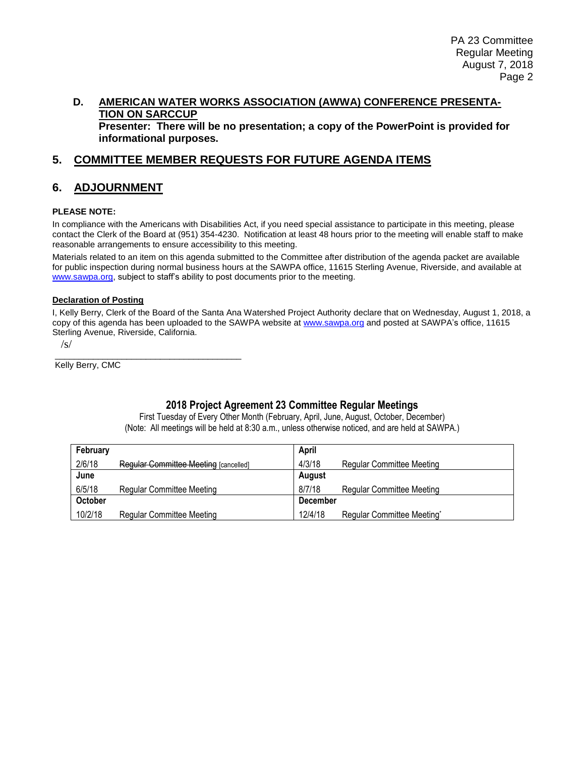**D. AMERICAN WATER WORKS ASSOCIATION (AWWA) CONFERENCE PRESENTATION ON SARCCUP**
**Presenter: There will be no presentation; a copy of the PowerPoint is provided for informational purposes.**

## 5. COMMITTEE MEMBER REQUESTS FOR FUTURE AGENDA ITEMS

## 6. ADJOURNMENT

**PLEASE NOTE:**

In compliance with the Americans with Disabilities Act, if you need special assistance to participate in this meeting, please contact the Clerk of the Board at (951) 354-4230. Notification at least 48 hours prior to the meeting will enable staff to make reasonable arrangements to ensure accessibility to this meeting.

Materials related to an item on this agenda submitted to the Committee after distribution of the agenda packet are available for public inspection during normal business hours at the SAWPA office, 11615 Sterling Avenue, Riverside, and available at www.sawpa.org, subject to staff's ability to post documents prior to the meeting.

**Declaration of Posting**

I, Kelly Berry, Clerk of the Board of the Santa Ana Watershed Project Authority declare that on Wednesday, August 1, 2018, a copy of this agenda has been uploaded to the SAWPA website at www.sawpa.org and posted at SAWPA's office, 11615 Sterling Avenue, Riverside, California.

/s/
_______________________________________
Kelly Berry, CMC

### 2018 Project Agreement 23 Committee Regular Meetings

First Tuesday of Every Other Month (February, April, June, August, October, December)
(Note: All meetings will be held at 8:30 a.m., unless otherwise noticed, and are held at SAWPA.)

| | | | |
|---|---|---|---|
| **February** | | **April** | |
| 2/6/18 | ~~Regular Committee Meeting~~ [cancelled] | 4/3/18 | Regular Committee Meeting |
| **June** | | **August** | |
| 6/5/18 | Regular Committee Meeting | 8/7/18 | Regular Committee Meeting |
| **October** | | **December** | |
| 10/2/18 | Regular Committee Meeting | 12/4/18 | Regular Committee Meeting* |